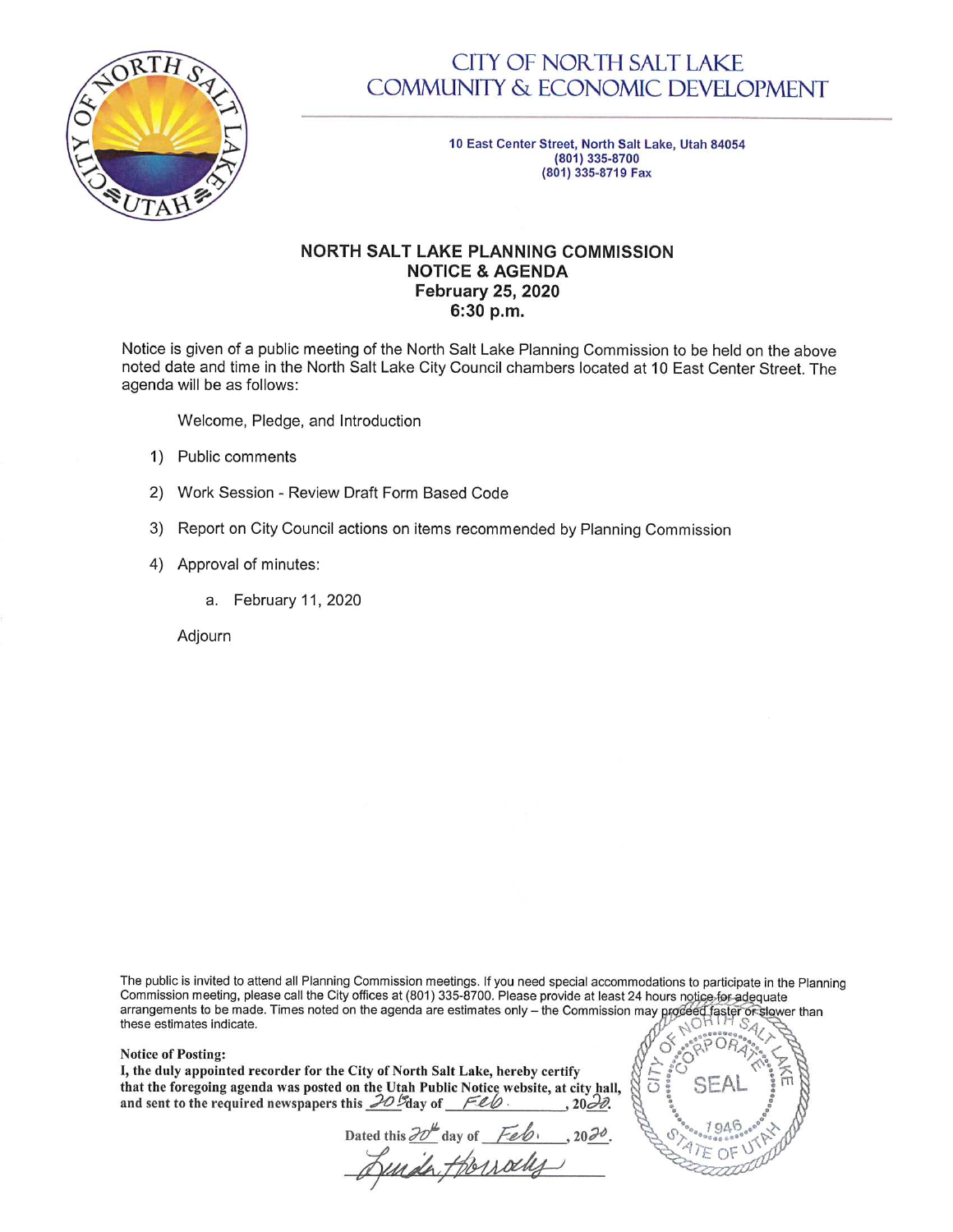# CITY OF NORTH SALT LAKE COMMUNITY & ECONOMIC DEVELOPMENT

10 East Center Street, North Salt Lake, Utah 84054
(801) 335-8700
(801) 335-8719 Fax

## NORTH SALT LAKE PLANNING COMMISSION
## NOTICE & AGENDA
## February 25, 2020
## 6:30 p.m.

Notice is given of a public meeting of the North Salt Lake Planning Commission to be held on the above noted date and time in the North Salt Lake City Council chambers located at 10 East Center Street. The agenda will be as follows:

Welcome, Pledge, and Introduction

1) Public comments
2) Work Session - Review Draft Form Based Code
3) Report on City Council actions on items recommended by Planning Commission
4) Approval of minutes:
   a. February 11, 2020

Adjourn

The public is invited to attend all Planning Commission meetings. If you need special accommodations to participate in the Planning Commission meeting, please call the City offices at (801) 335-8700. Please provide at least 24 hours notice for adequate arrangements to be made. Times noted on the agenda are estimates only – the Commission may proceed faster or slower than these estimates indicate.

**Notice of Posting:**
**I, the duly appointed recorder for the City of North Salt Lake, hereby certify that the foregoing agenda was posted on the Utah Public Notice website, at city hall, and sent to the required newspapers this 20th day of Feb, 2020.**

Dated this 20th day of Feb, 2020.

Linda Horrocks

CITY OF NORTH SALT LAKE CORPORATE SEAL 1946 STATE OF UTAH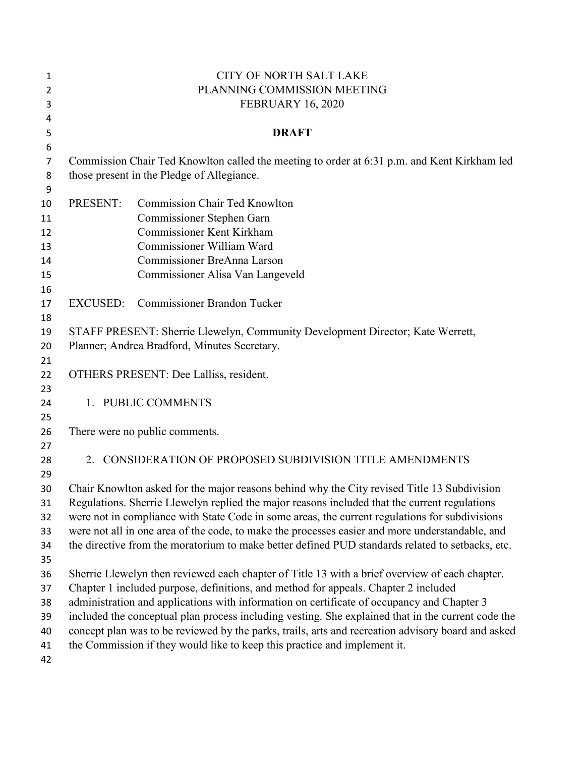CITY OF NORTH SALT LAKE
PLANNING COMMISSION MEETING
FEBRUARY 16, 2020

**DRAFT**

Commission Chair Ted Knowlton called the meeting to order at 6:31 p.m. and Kent Kirkham led those present in the Pledge of Allegiance.

PRESENT: Commission Chair Ted Knowlton
Commissioner Stephen Garn
Commissioner Kent Kirkham
Commissioner William Ward
Commissioner BreAnna Larson
Commissioner Alisa Van Langeveld

EXCUSED: Commissioner Brandon Tucker

STAFF PRESENT: Sherrie Llewelyn, Community Development Director; Kate Werrett, Planner; Andrea Bradford, Minutes Secretary.

OTHERS PRESENT: Dee Lalliss, resident.

1. PUBLIC COMMENTS

There were no public comments.

2. CONSIDERATION OF PROPOSED SUBDIVISION TITLE AMENDMENTS

Chair Knowlton asked for the major reasons behind why the City revised Title 13 Subdivision Regulations. Sherrie Llewelyn replied the major reasons included that the current regulations were not in compliance with State Code in some areas, the current regulations for subdivisions were not all in one area of the code, to make the processes easier and more understandable, and the directive from the moratorium to make better defined PUD standards related to setbacks, etc.

Sherrie Llewelyn then reviewed each chapter of Title 13 with a brief overview of each chapter. Chapter 1 included purpose, definitions, and method for appeals. Chapter 2 included administration and applications with information on certificate of occupancy and Chapter 3 included the conceptual plan process including vesting. She explained that in the current code the concept plan was to be reviewed by the parks, trails, arts and recreation advisory board and asked the Commission if they would like to keep this practice and implement it.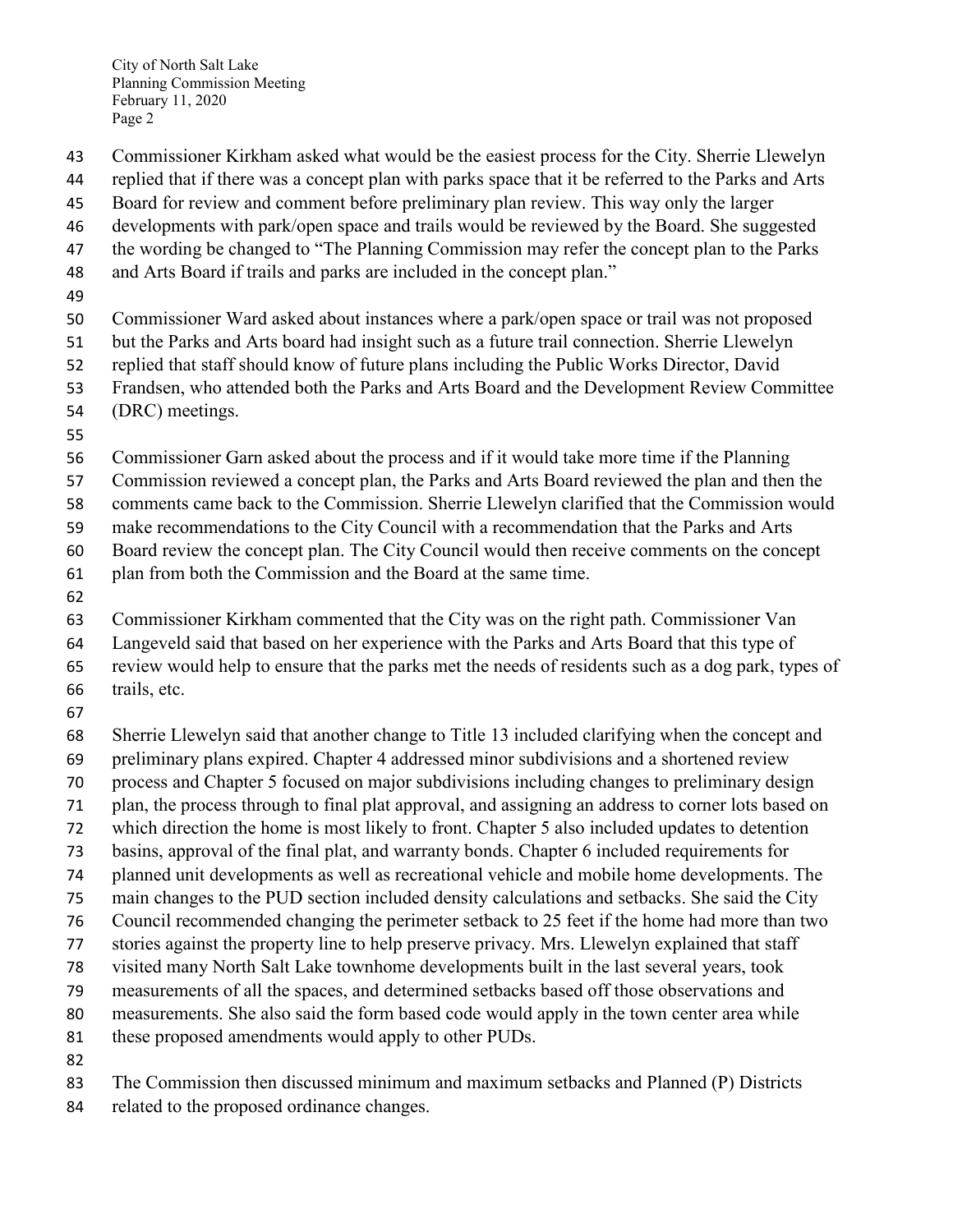Commissioner Kirkham asked what would be the easiest process for the City. Sherrie Llewelyn replied that if there was a concept plan with parks space that it be referred to the Parks and Arts Board for review and comment before preliminary plan review. This way only the larger developments with park/open space and trails would be reviewed by the Board. She suggested the wording be changed to "The Planning Commission may refer the concept plan to the Parks and Arts Board if trails and parks are included in the concept plan."

Commissioner Ward asked about instances where a park/open space or trail was not proposed but the Parks and Arts board had insight such as a future trail connection. Sherrie Llewelyn replied that staff should know of future plans including the Public Works Director, David Frandsen, who attended both the Parks and Arts Board and the Development Review Committee (DRC) meetings.

Commissioner Garn asked about the process and if it would take more time if the Planning Commission reviewed a concept plan, the Parks and Arts Board reviewed the plan and then the comments came back to the Commission. Sherrie Llewelyn clarified that the Commission would make recommendations to the City Council with a recommendation that the Parks and Arts Board review the concept plan. The City Council would then receive comments on the concept plan from both the Commission and the Board at the same time.

Commissioner Kirkham commented that the City was on the right path. Commissioner Van Langeveld said that based on her experience with the Parks and Arts Board that this type of review would help to ensure that the parks met the needs of residents such as a dog park, types of trails, etc.

Sherrie Llewelyn said that another change to Title 13 included clarifying when the concept and preliminary plans expired. Chapter 4 addressed minor subdivisions and a shortened review process and Chapter 5 focused on major subdivisions including changes to preliminary design plan, the process through to final plat approval, and assigning an address to corner lots based on which direction the home is most likely to front. Chapter 5 also included updates to detention basins, approval of the final plat, and warranty bonds. Chapter 6 included requirements for planned unit developments as well as recreational vehicle and mobile home developments. The main changes to the PUD section included density calculations and setbacks. She said the City Council recommended changing the perimeter setback to 25 feet if the home had more than two stories against the property line to help preserve privacy. Mrs. Llewelyn explained that staff visited many North Salt Lake townhome developments built in the last several years, took measurements of all the spaces, and determined setbacks based off those observations and measurements. She also said the form based code would apply in the town center area while these proposed amendments would apply to other PUDs.

The Commission then discussed minimum and maximum setbacks and Planned (P) Districts related to the proposed ordinance changes.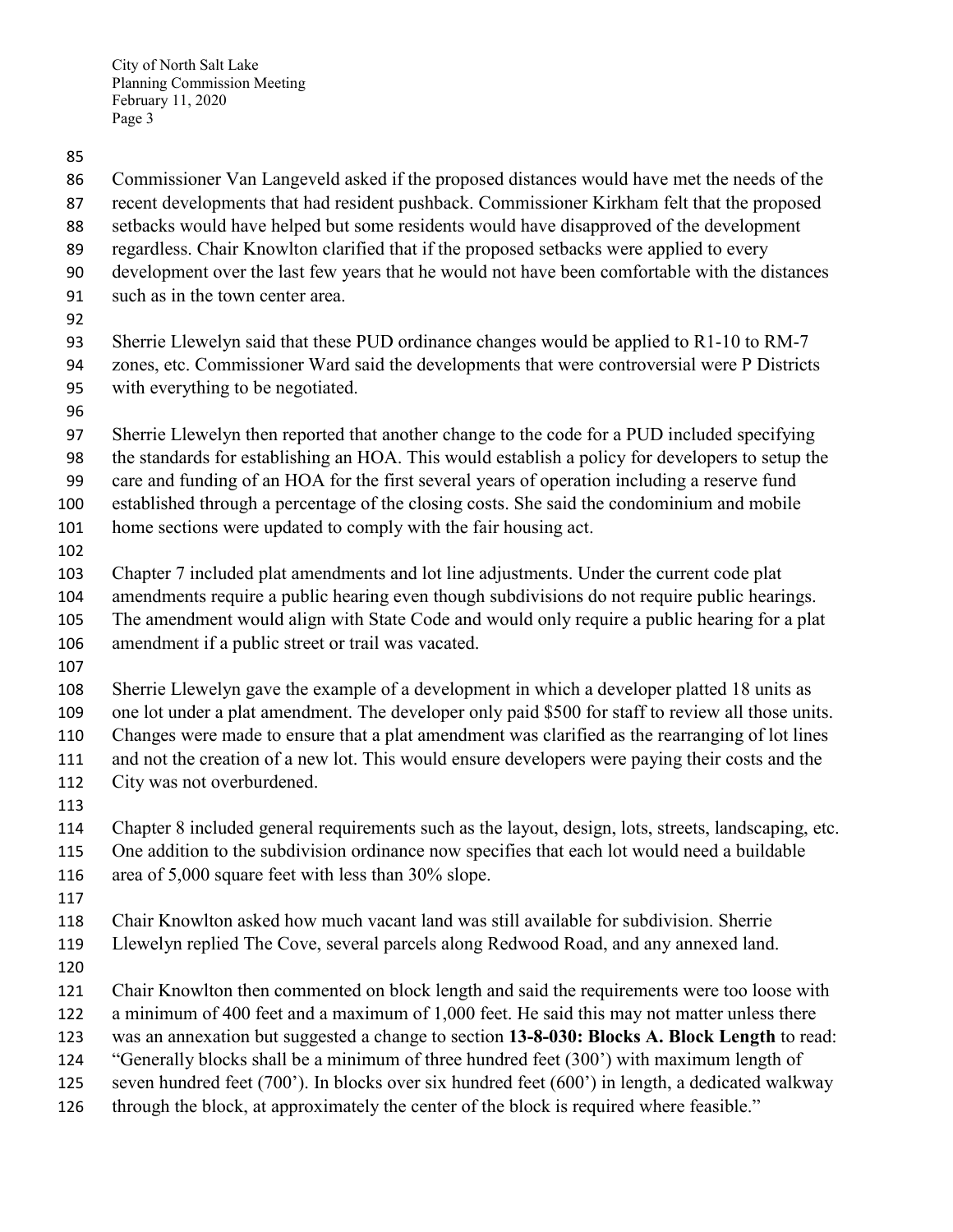Commissioner Van Langeveld asked if the proposed distances would have met the needs of the recent developments that had resident pushback. Commissioner Kirkham felt that the proposed setbacks would have helped but some residents would have disapproved of the development regardless. Chair Knowlton clarified that if the proposed setbacks were applied to every development over the last few years that he would not have been comfortable with the distances such as in the town center area.

Sherrie Llewelyn said that these PUD ordinance changes would be applied to R1-10 to RM-7 zones, etc. Commissioner Ward said the developments that were controversial were P Districts with everything to be negotiated.

Sherrie Llewelyn then reported that another change to the code for a PUD included specifying the standards for establishing an HOA. This would establish a policy for developers to setup the care and funding of an HOA for the first several years of operation including a reserve fund established through a percentage of the closing costs. She said the condominium and mobile home sections were updated to comply with the fair housing act.

Chapter 7 included plat amendments and lot line adjustments. Under the current code plat amendments require a public hearing even though subdivisions do not require public hearings. The amendment would align with State Code and would only require a public hearing for a plat amendment if a public street or trail was vacated.

Sherrie Llewelyn gave the example of a development in which a developer platted 18 units as one lot under a plat amendment. The developer only paid $500 for staff to review all those units. Changes were made to ensure that a plat amendment was clarified as the rearranging of lot lines and not the creation of a new lot. This would ensure developers were paying their costs and the City was not overburdened.

Chapter 8 included general requirements such as the layout, design, lots, streets, landscaping, etc. One addition to the subdivision ordinance now specifies that each lot would need a buildable area of 5,000 square feet with less than 30% slope.

Chair Knowlton asked how much vacant land was still available for subdivision. Sherrie Llewelyn replied The Cove, several parcels along Redwood Road, and any annexed land.

Chair Knowlton then commented on block length and said the requirements were too loose with a minimum of 400 feet and a maximum of 1,000 feet. He said this may not matter unless there was an annexation but suggested a change to section **13-8-030: Blocks A. Block Length** to read: "Generally blocks shall be a minimum of three hundred feet (300') with maximum length of seven hundred feet (700'). In blocks over six hundred feet (600') in length, a dedicated walkway through the block, at approximately the center of the block is required where feasible."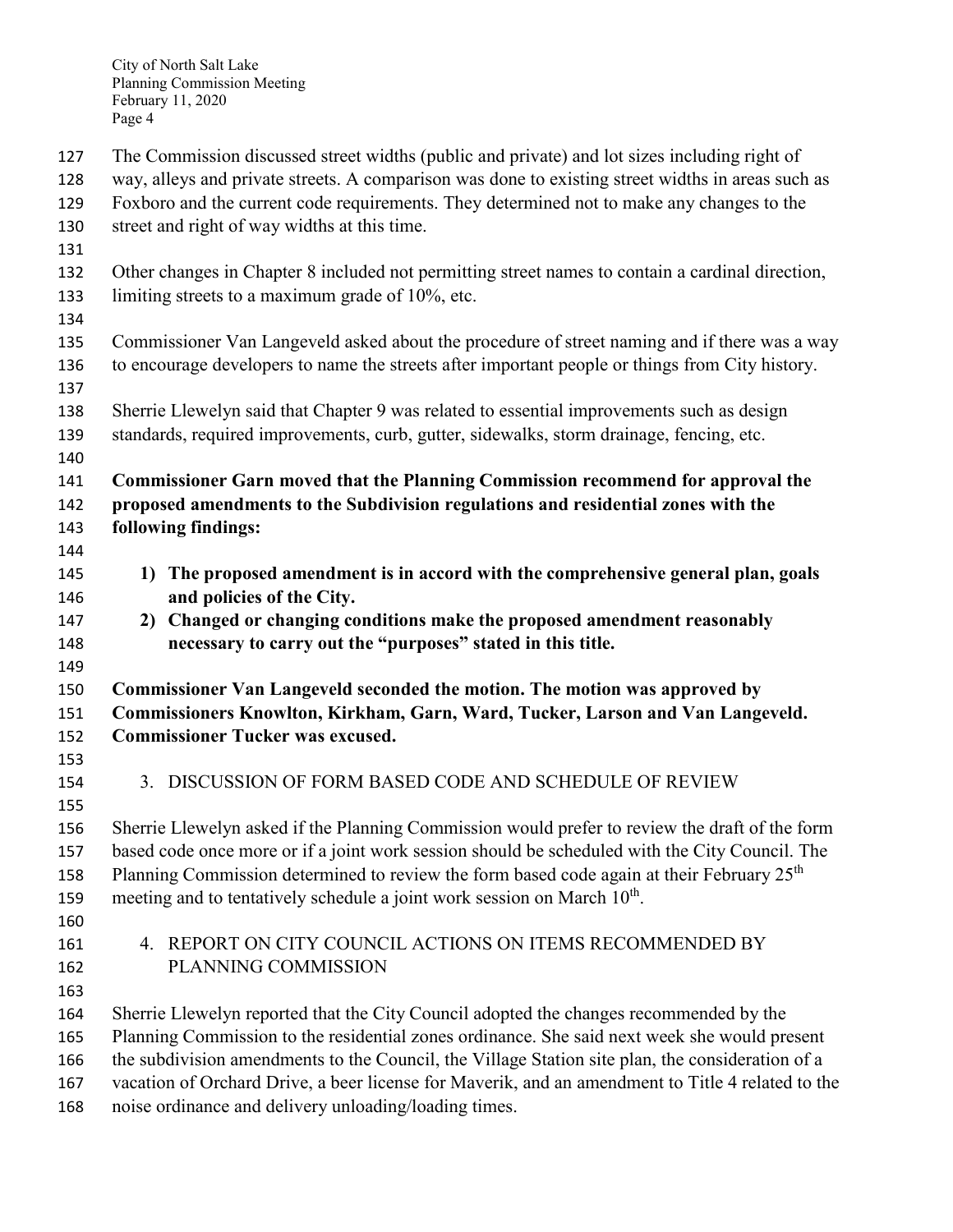The Commission discussed street widths (public and private) and lot sizes including right of way, alleys and private streets. A comparison was done to existing street widths in areas such as Foxboro and the current code requirements. They determined not to make any changes to the street and right of way widths at this time.

Other changes in Chapter 8 included not permitting street names to contain a cardinal direction, limiting streets to a maximum grade of 10%, etc.

Commissioner Van Langeveld asked about the procedure of street naming and if there was a way to encourage developers to name the streets after important people or things from City history.

Sherrie Llewelyn said that Chapter 9 was related to essential improvements such as design standards, required improvements, curb, gutter, sidewalks, storm drainage, fencing, etc.

**Commissioner Garn moved that the Planning Commission recommend for approval the proposed amendments to the Subdivision regulations and residential zones with the following findings:**

1) **The proposed amendment is in accord with the comprehensive general plan, goals and policies of the City.**
2) **Changed or changing conditions make the proposed amendment reasonably necessary to carry out the "purposes" stated in this title.**

**Commissioner Van Langeveld seconded the motion. The motion was approved by Commissioners Knowlton, Kirkham, Garn, Ward, Tucker, Larson and Van Langeveld. Commissioner Tucker was excused.**

3. DISCUSSION OF FORM BASED CODE AND SCHEDULE OF REVIEW

Sherrie Llewelyn asked if the Planning Commission would prefer to review the draft of the form based code once more or if a joint work session should be scheduled with the City Council. The Planning Commission determined to review the form based code again at their February 25th meeting and to tentatively schedule a joint work session on March 10th.

4. REPORT ON CITY COUNCIL ACTIONS ON ITEMS RECOMMENDED BY PLANNING COMMISSION

Sherrie Llewelyn reported that the City Council adopted the changes recommended by the Planning Commission to the residential zones ordinance. She said next week she would present the subdivision amendments to the Council, the Village Station site plan, the consideration of a vacation of Orchard Drive, a beer license for Maverik, and an amendment to Title 4 related to the noise ordinance and delivery unloading/loading times.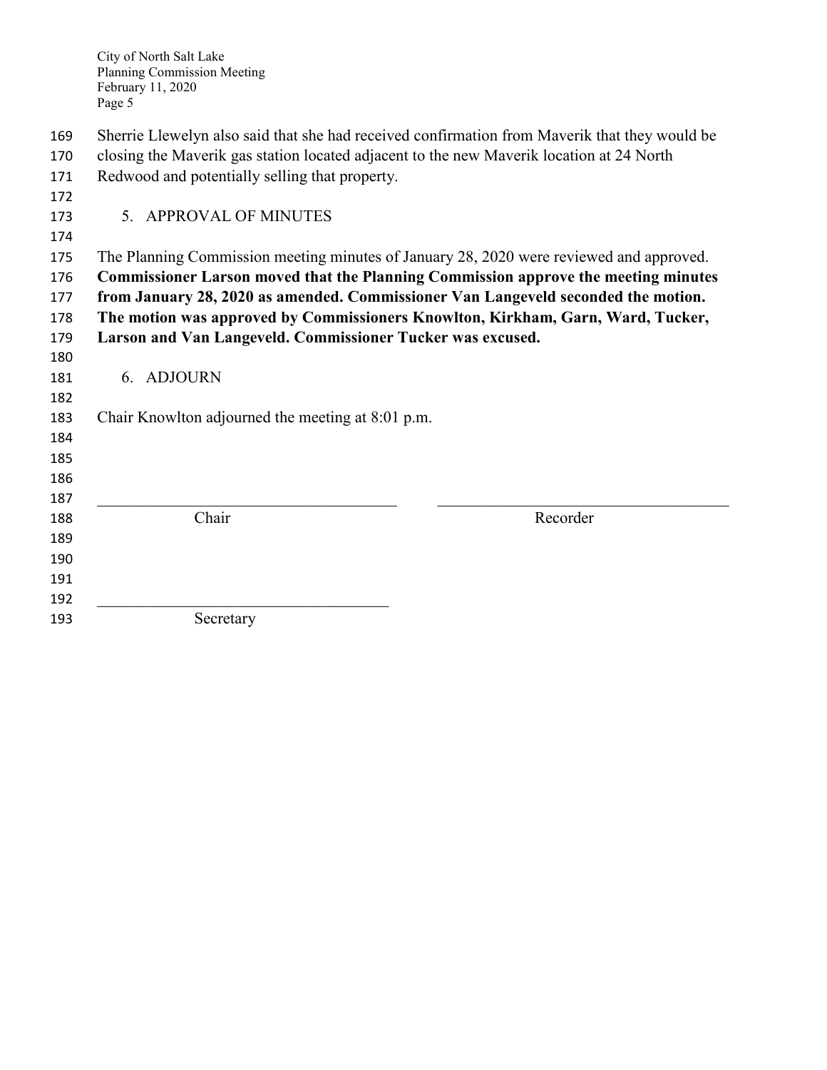Sherrie Llewelyn also said that she had received confirmation from Maverik that they would be closing the Maverik gas station located adjacent to the new Maverik location at 24 North Redwood and potentially selling that property.

5. APPROVAL OF MINUTES

The Planning Commission meeting minutes of January 28, 2020 were reviewed and approved. **Commissioner Larson moved that the Planning Commission approve the meeting minutes from January 28, 2020 as amended. Commissioner Van Langeveld seconded the motion. The motion was approved by Commissioners Knowlton, Kirkham, Garn, Ward, Tucker, Larson and Van Langeveld. Commissioner Tucker was excused.**

6. ADJOURN

Chair Knowlton adjourned the meeting at 8:01 p.m.

\_\_\_\_\_\_\_\_\_\_\_\_\_\_\_\_\_\_\_\_\_\_\_\_\_\_\_\_\_\_\_\_\_\_\_\_ \_\_\_\_\_\_\_\_\_\_\_\_\_\_\_\_\_\_\_\_\_\_\_\_\_\_\_\_\_\_\_\_\_\_\_\_

Chair Recorder

\_\_\_\_\_\_\_\_\_\_\_\_\_\_\_\_\_\_\_\_\_\_\_\_\_\_\_\_\_\_\_\_\_\_\_\_

Secretary